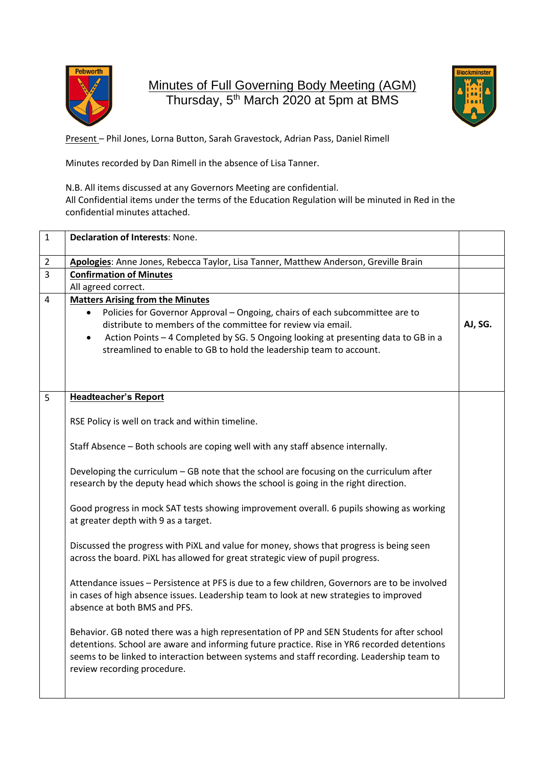# Minutes of Full Governing Body Meeting (AGM)
Thursday, 5th March 2020 at 5pm at BMS

Present – Phil Jones, Lorna Button, Sarah Gravestock, Adrian Pass, Daniel Rimell

Minutes recorded by Dan Rimell in the absence of Lisa Tanner.

N.B. All items discussed at any Governors Meeting are confidential.
All Confidential items under the terms of the Education Regulation will be minuted in Red in the confidential minutes attached.

| | | |
|---|---|---|
| 1 | **Declaration of Interests**: None. | |
| 2 | **Apologies**: Anne Jones, Rebecca Taylor, Lisa Tanner, Matthew Anderson, Greville Brain | |
| 3 | **Confirmation of Minutes**<br>All agreed correct. | |
| 4 | **Matters Arising from the Minutes**<br>• Policies for Governor Approval – Ongoing, chairs of each subcommittee are to distribute to members of the committee for review via email.<br>• Action Points – 4 Completed by SG. 5 Ongoing looking at presenting data to GB in a streamlined to enable to GB to hold the leadership team to account. | **AJ, SG.** |
| 5 | **Headteacher's Report**<br><br>RSE Policy is well on track and within timeline.<br><br>Staff Absence – Both schools are coping well with any staff absence internally.<br><br>Developing the curriculum – GB note that the school are focusing on the curriculum after research by the deputy head which shows the school is going in the right direction.<br><br>Good progress in mock SAT tests showing improvement overall. 6 pupils showing as working at greater depth with 9 as a target.<br><br>Discussed the progress with PiXL and value for money, shows that progress is being seen across the board. PiXL has allowed for great strategic view of pupil progress.<br><br>Attendance issues – Persistence at PFS is due to a few children, Governors are to be involved in cases of high absence issues. Leadership team to look at new strategies to improved absence at both BMS and PFS.<br><br>Behavior. GB noted there was a high representation of PP and SEN Students for after school detentions. School are aware and informing future practice. Rise in YR6 recorded detentions seems to be linked to interaction between systems and staff recording. Leadership team to review recording procedure. | |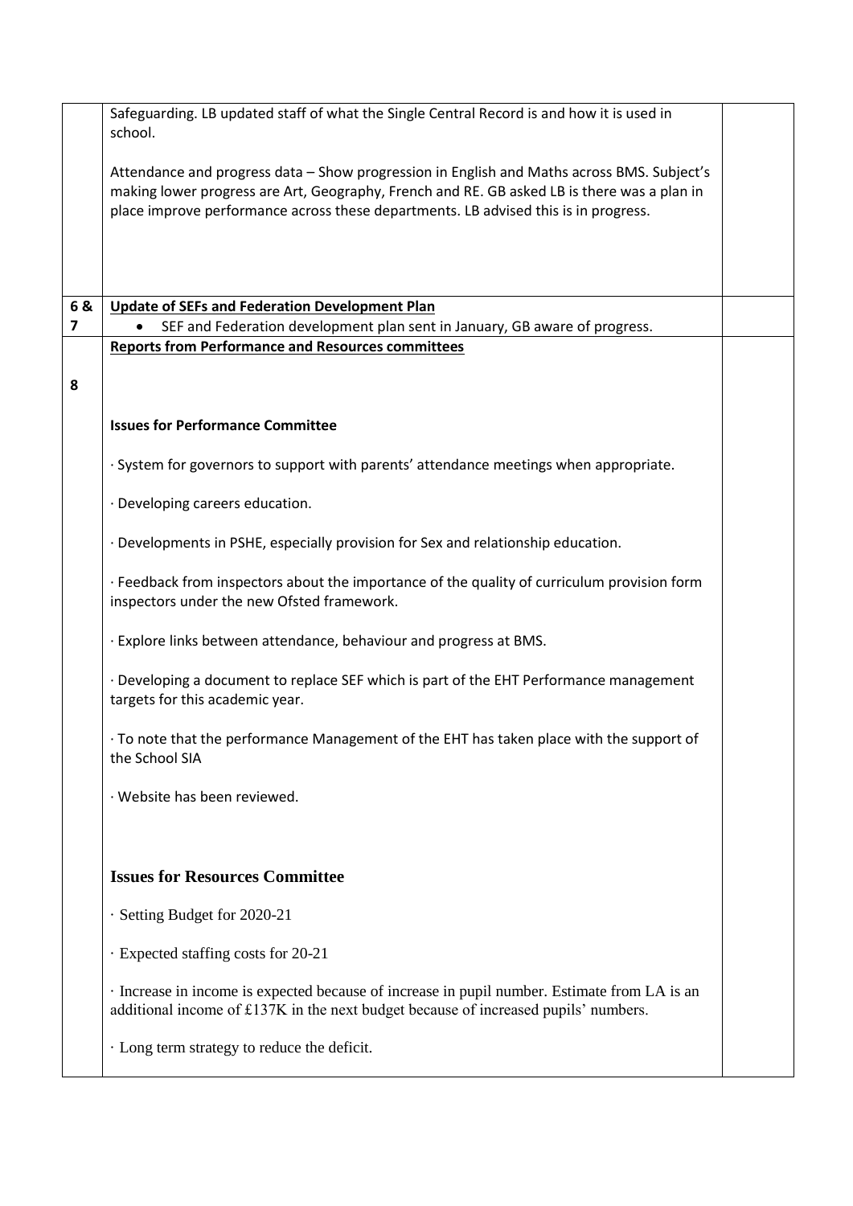| | | |
|---|---|---|
| | Safeguarding. LB updated staff of what the Single Central Record is and how it is used in school.<br><br>Attendance and progress data – Show progression in English and Maths across BMS. Subject's making lower progress are Art, Geography, French and RE. GB asked LB is there was a plan in place improve performance across these departments. LB advised this is in progress. | |
| 6 & 7 | **Update of SEFs and Federation Development Plan**<br>• SEF and Federation development plan sent in January, GB aware of progress. | |
| 8 | **Reports from Performance and Resources committees**<br><br>**Issues for Performance Committee**<br><br>· System for governors to support with parents' attendance meetings when appropriate.<br><br>· Developing careers education.<br><br>· Developments in PSHE, especially provision for Sex and relationship education.<br><br>· Feedback from inspectors about the importance of the quality of curriculum provision form inspectors under the new Ofsted framework.<br><br>· Explore links between attendance, behaviour and progress at BMS.<br><br>· Developing a document to replace SEF which is part of the EHT Performance management targets for this academic year.<br><br>· To note that the performance Management of the EHT has taken place with the support of the School SIA<br><br>· Website has been reviewed.<br><br>**Issues for Resources Committee**<br><br>· Setting Budget for 2020-21<br><br>· Expected staffing costs for 20-21<br><br>· Increase in income is expected because of increase in pupil number. Estimate from LA is an additional income of £137K in the next budget because of increased pupils' numbers.<br><br>· Long term strategy to reduce the deficit. | |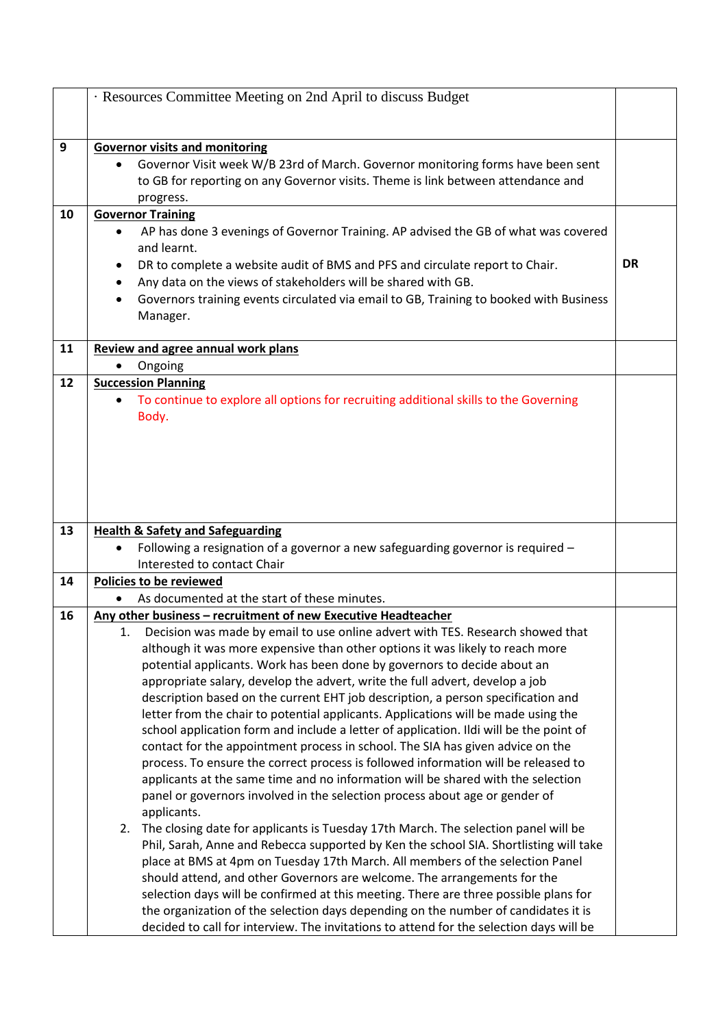| | | |
|---|---|---|
| | · Resources Committee Meeting on 2nd April to discuss Budget | |
| 9 | **Governor visits and monitoring**<br>• Governor Visit week W/B 23rd of March. Governor monitoring forms have been sent to GB for reporting on any Governor visits. Theme is link between attendance and progress. | |
| 10 | **Governor Training**<br>• AP has done 3 evenings of Governor Training. AP advised the GB of what was covered and learnt.<br>• DR to complete a website audit of BMS and PFS and circulate report to Chair.<br>• Any data on the views of stakeholders will be shared with GB.<br>• Governors training events circulated via email to GB, Training to booked with Business Manager. | **DR** |
| 11 | **Review and agree annual work plans**<br>• Ongoing | |
| 12 | **Succession Planning**<br>• To continue to explore all options for recruiting additional skills to the Governing Body. | |
| 13 | **Health & Safety and Safeguarding**<br>• Following a resignation of a governor a new safeguarding governor is required – Interested to contact Chair | |
| 14 | **Policies to be reviewed**<br>• As documented at the start of these minutes. | |
| 16 | **Any other business – recruitment of new Executive Headteacher**<br>1. Decision was made by email to use online advert with TES. Research showed that although it was more expensive than other options it was likely to reach more potential applicants. Work has been done by governors to decide about an appropriate salary, develop the advert, write the full advert, develop a job description based on the current EHT job description, a person specification and letter from the chair to potential applicants. Applications will be made using the school application form and include a letter of application. Ildi will be the point of contact for the appointment process in school. The SIA has given advice on the process. To ensure the correct process is followed information will be released to applicants at the same time and no information will be shared with the selection panel or governors involved in the selection process about age or gender of applicants.<br>2. The closing date for applicants is Tuesday 17th March. The selection panel will be Phil, Sarah, Anne and Rebecca supported by Ken the school SIA. Shortlisting will take place at BMS at 4pm on Tuesday 17th March. All members of the selection Panel should attend, and other Governors are welcome. The arrangements for the selection days will be confirmed at this meeting. There are three possible plans for the organization of the selection days depending on the number of candidates it is decided to call for interview. The invitations to attend for the selection days will be | |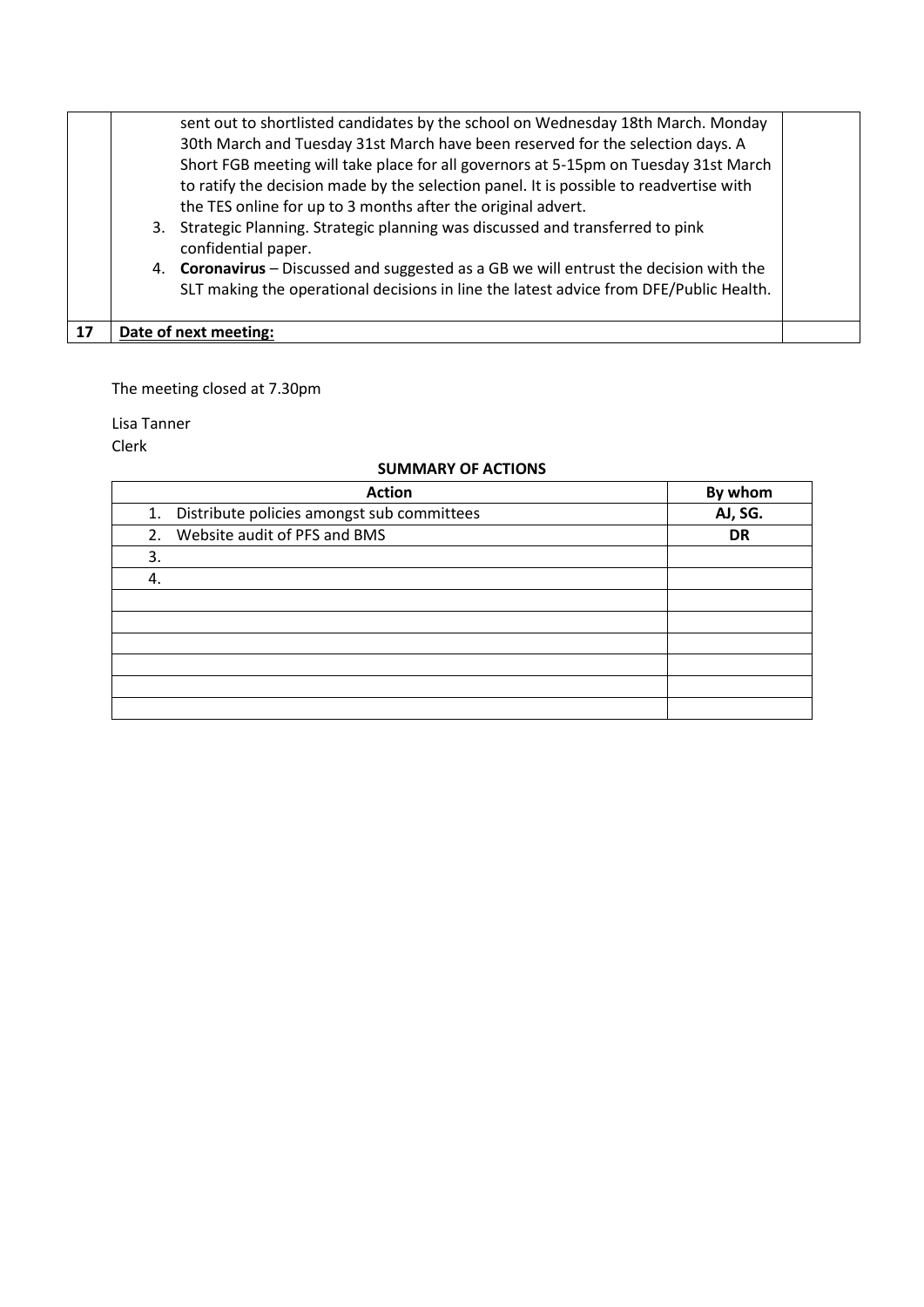| | | |
|---|---|---|
| | sent out to shortlisted candidates by the school on Wednesday 18th March. Monday 30th March and Tuesday 31st March have been reserved for the selection days. A Short FGB meeting will take place for all governors at 5-15pm on Tuesday 31st March to ratify the decision made by the selection panel. It is possible to readvertise with the TES online for up to 3 months after the original advert.<br>3. Strategic Planning. Strategic planning was discussed and transferred to pink confidential paper.<br>4. **Coronavirus** – Discussed and suggested as a GB we will entrust the decision with the SLT making the operational decisions in line the latest advice from DFE/Public Health. | |
| **17** | **Date of next meeting:** | |

The meeting closed at 7.30pm

Lisa Tanner
Clerk

**SUMMARY OF ACTIONS**

| Action | By whom |
|---|---|
| 1. Distribute policies amongst sub committees | **AJ, SG.** |
| 2. Website audit of PFS and BMS | **DR** |
| 3. | |
| 4. | |
| | |
| | |
| | |
| | |
| | |
| | |